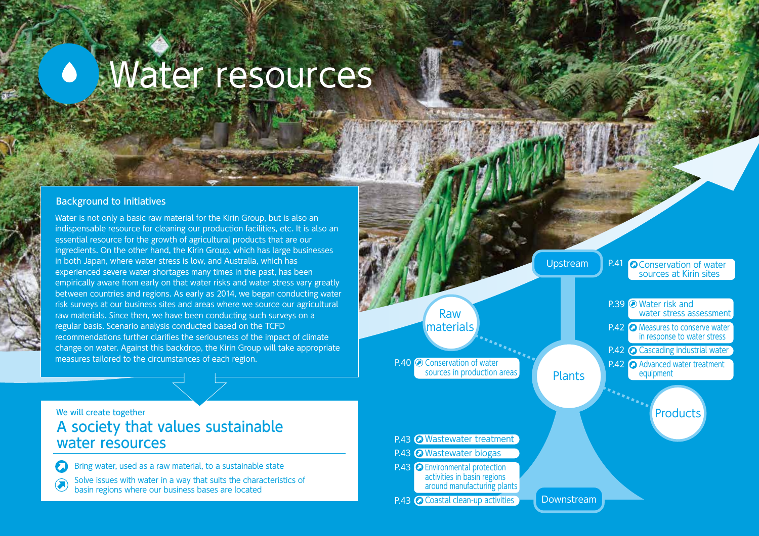# Water resources

## Background to Initiatives

Water is not only a basic raw material for the Kirin Group, but is also an indispensable resource for cleaning our production facilities, etc. It is also an essential resource for the growth of agricultural products that are our ingredients. On the other hand, the Kirin Group, which has large businesses in both Japan, where water stress is low, and Australia, which has experienced severe water shortages many times in the past, has been empirically aware from early on that water risks and water stress vary greatly between countries and regions. As early as 2014, we began conducting water risk surveys at our business sites and areas where we source our agricultural raw materials. Since then, we have been conducting such surveys on a regular basis. Scenario analysis conducted based on the TCFD recommendations further clarifies the seriousness of the impact of climate change on water. Against this backdrop, the Kirin Group will take appropriate measures tailored to the circumstances of each region.

We will create together

## A society that values sustainable water resources

- Bring water, used as a raw material, to a sustainable state
- Solve issues with water in a way that suits the characteristics of basin regions where our business bases are located

**Upstream**

- P.41 Conservation of water sources at Kirin sites

**Raw materials**

- P.40 Conservation of water sources in production areas

**Plants**

- P.39 Water risk and water stress assessment
- P.42 Measures to conserve water in response to water stress
- P.42 Cascading industrial water
- P.42 Advanced water treatment equipment

**Products**

**Downstream**

- P.43 Wastewater treatment
- P.43 Wastewater biogas
- P.43 Environmental protection activities in basin regions around manufacturing plants
- P.43 Coastal clean-up activities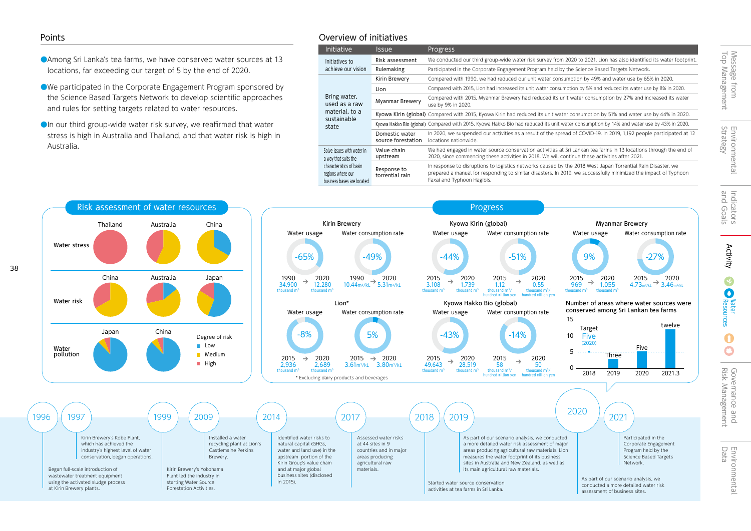## Points

- Among Sri Lanka's tea farms, we have conserved water sources at 13 locations, far exceeding our target of 5 by the end of 2020.
- We participated in the Corporate Engagement Program sponsored by the Science Based Targets Network to develop scientific approaches and rules for setting targets related to water resources.
- In our third group-wide water risk survey, we reaffirmed that water stress is high in Australia and Thailand, and that water risk is high in Australia.

## Overview of initiatives

| Initiative | Issue | Progress |
|---|---|---|
| Initiatives to achieve our vision | Risk assessment | We conducted our third group-wide water risk survey from 2020 to 2021. Lion has also identified its water footprint. |
| | Rulemaking | Participated in the Corporate Engagement Program held by the Science Based Targets Network. |
| Bring water, used as a raw material, to a sustainable state | Kirin Brewery | Compared with 1990, we had reduced our unit water consumption by 49% and water use by 65% in 2020. |
| | Lion | Compared with 2015, Lion had increased its unit water consumption by 5% and reduced its water use by 8% in 2020. |
| | Myanmar Brewery | Compared with 2015, Myanmar Brewery had reduced its unit water consumption by 27% and increased its water use by 9% in 2020. |
| | Kyowa Kirin (global) | Compared with 2015, Kyowa Kirin had reduced its unit water consumption by 51% and water use by 44% in 2020. |
| | Kyowa Hakko Bio (global) | Compared with 2015, Kyowa Hakko Bio had reduced its unit water consumption by 14% and water use by 43% in 2020. |
| | Domestic water source forestation | In 2020, we suspended our activities as a result of the spread of COVID-19. In 2019, 1,192 people participated at 12 locations nationwide. |
| Solve issues with water in a way that suits the characteristics of basin regions where our business bases are located | Value chain upstream | We had engaged in water source conservation activities at Sri Lankan tea farms in 13 locations through the end of 2020, since commencing these activities in 2018. We will continue these activities after 2021. |
| | Response to torrential rain | In response to disruptions to logistics networks caused by the 2018 West Japan Torrential Rain Disaster, we prepared a manual for responding to similar disasters. In 2019, we successfully minimized the impact of Typhoon Faxai and Typhoon Hagibis. |

## Risk assessment of water resources

| | | | |
|---|---|---|---|
| Water stress | Thailand | Australia | China |
| Water risk | China | Australia | Japan |
| Water pollution | Japan | China | |

Degree of risk: Low / Medium / High

## Progress

| Company | Water usage | Water consumption rate |
|---|---|---|
| Kirin Brewery | -65% (1990: 34,900 thousand m³ → 2020: 12,280 thousand m³) | -49% (1990: 10.44m³/kL → 2020: 5.31m³/kL) |
| Kyowa Kirin (global) | -44% (2015: 3,108 thousand m³ → 2020: 1,739 thousand m³) | -51% (2015: 1.12 thousand m³/hundred million yen → 2020: 0.55 thousand m³/hundred million yen) |
| Myanmar Brewery | 9% (2015: 969 thousand m³ → 2020: 1,055 thousand m³) | -27% (2015: 4.73m³/kL → 2020: 3.46m³/kL) |
| Lion* | -8% (2015: 2,936 thousand m³ → 2020: 2,689 thousand m³) | 5% (2015: 3.61m³/kL → 2020: 3.80m³/kL) |
| Kyowa Hakko Bio (global) | -43% (2015: 49,643 thousand m³ → 2020: 28,519 thousand m³) | -14% (2015: 58 thousand m³/hundred million yen → 2020: 50 thousand m³/hundred million yen) |

\* Excluding dairy products and beverages

### Number of areas where water sources were conserved among Sri Lankan tea farms

Target Five (2020)

| 2018 | 2019 | 2020 | 2021.3 |
|---|---|---|---|
| | Three | Five | twelve |

## Timeline

- **1996**: Began full-scale introduction of wastewater treatment equipment using the activated sludge process at Kirin Brewery plants.
- **1997**: Kirin Brewery's Kobe Plant, which has achieved the industry's highest level of water conservation, began operations.
- **1999**: Kirin Brewery's Yokohama Plant led the industry in starting Water Source Forestation Activities.
- **2009**: Installed a water recycling plant at Lion's Castlemaine Perkins Brewery.
- **2014**: Identified water risks to natural capital (GHGs, water and land use) in the upstream portion of the Kirin Group's value chain and at major global business sites (disclosed in 2015).
- **2017**: Assessed water risks at 44 sites in 9 countries and in major areas producing agricultural raw materials.
- **2018**: Started water source conservation activities at tea farms in Sri Lanka.
- **2019**: As part of our scenario analysis, we conducted a more detailed water risk assessment of major areas producing agricultural raw materials. Lion measures the water footprint of its business sites in Australia and New Zealand, as well as its main agricultural raw materials.
- **2020**: As part of our scenario analysis, we conducted a more detailed water risk assessment of business sites.
- **2021**: Participated in the Corporate Engagement Program held by the Science Based Targets Network.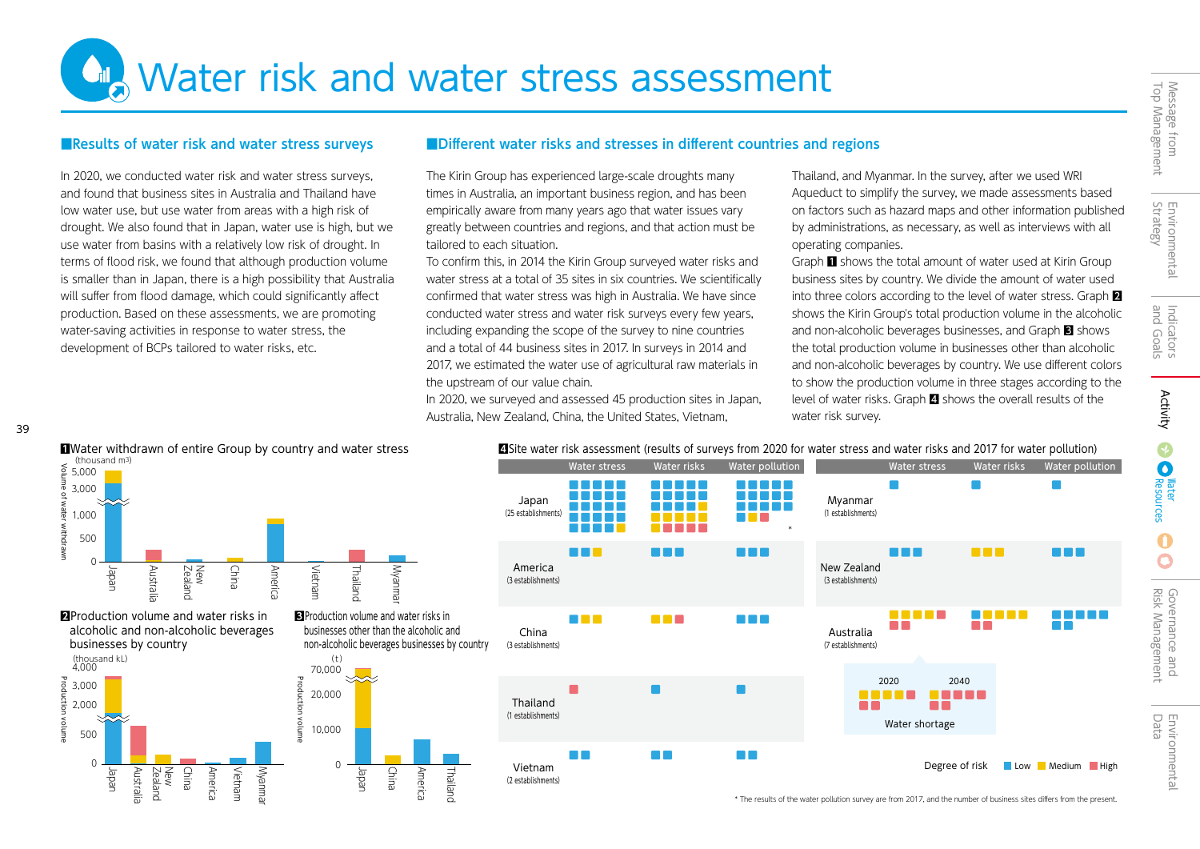# Water risk and water stress assessment

## ■Results of water risk and water stress surveys

In 2020, we conducted water risk and water stress surveys, and found that business sites in Australia and Thailand have low water use, but use water from areas with a high risk of drought. We also found that in Japan, water use is high, but we use water from basins with a relatively low risk of drought. In terms of flood risk, we found that although production volume is smaller than in Japan, there is a high possibility that Australia will suffer from flood damage, which could significantly affect production. Based on these assessments, we are promoting water-saving activities in response to water stress, the development of BCPs tailored to water risks, etc.

## ■Different water risks and stresses in different countries and regions

The Kirin Group has experienced large-scale droughts many times in Australia, an important business region, and has been empirically aware from many years ago that water issues vary greatly between countries and regions, and that action must be tailored to each situation.

To confirm this, in 2014 the Kirin Group surveyed water risks and water stress at a total of 35 sites in six countries. We scientifically confirmed that water stress was high in Australia. We have since conducted water stress and water risk surveys every few years, including expanding the scope of the survey to nine countries and a total of 44 business sites in 2017. In surveys in 2014 and 2017, we estimated the water use of agricultural raw materials in the upstream of our value chain.

In 2020, we surveyed and assessed 45 production sites in Japan, Australia, New Zealand, China, the United States, Vietnam, Thailand, and Myanmar. In the survey, after we used WRI Aqueduct to simplify the survey, we made assessments based on factors such as hazard maps and other information published by administrations, as necessary, as well as interviews with all operating companies.

Graph 1 shows the total amount of water used at Kirin Group business sites by country. We divide the amount of water used into three colors according to the level of water stress. Graph 2 shows the Kirin Group's total production volume in the alcoholic and non-alcoholic beverages businesses, and Graph 3 shows the total production volume in businesses other than alcoholic and non-alcoholic beverages by country. We use different colors to show the production volume in three stages according to the level of water risks. Graph 4 shows the overall results of the water risk survey.

**1 Water withdrawn of entire Group by country and water stress**

Volume of water withdrawn (thousand m³) — Japan, Australia, New Zealand, China, America, Vietnam, Thailand, Myanmar

**2 Production volume and water risks in alcoholic and non-alcoholic beverages businesses by country**

Production volume (thousand kL) — Japan, Australia, New Zealand, China, America, Vietnam, Myanmar

**3 Production volume and water risks in businesses other than the alcoholic and non-alcoholic beverages businesses by country**

Production volume (t) — Japan, China, America, Thailand

**4 Site water risk assessment (results of surveys from 2020 for water stress and water risks and 2017 for water pollution)**

| Country | Water stress | Water risks | Water pollution |
|---|---|---|---|
| Japan (25 establishments) | Low 24, Medium 1 | Low 14, Medium 6, High 5 | Low 20, Medium 1, High 1* |
| America (3 establishments) | Low 2, Medium 1 | Low 3 | Low 3 |
| China (3 establishments) | Low 1, Medium 2 | Medium 2, High 1 | Low 3 |
| Thailand (1 establishments) | High 1 | Low 1 | Low 1 |
| Vietnam (2 establishments) | Low 2 | Low 2 | Low 2 |
| Myanmar (1 establishments) | Low 1 | Low 1 | Low 1 |
| New Zealand (3 establishments) | Low 3 | Medium 3 | Low 3 |
| Australia (7 establishments) | Medium 4, High 3 | Low 1, Medium 4, High 2 | Low 7 |

Australia water shortage: 2020 — Medium 4, High 2; 2040 — Medium 1, High 5 (approx.)

Degree of risk: Low / Medium / High

* The results of the water pollution survey are from 2017, and the number of business sites differs from the present.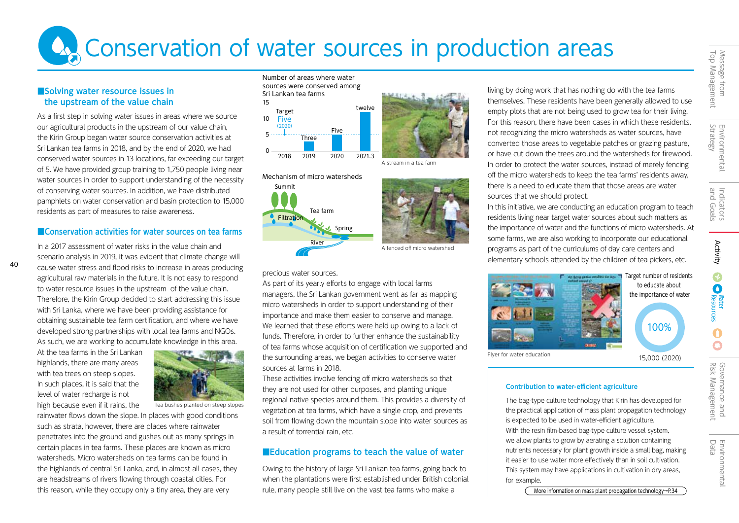# Conservation of water sources in production areas

## ■Solving water resource issues in the upstream of the value chain

As a first step in solving water issues in areas where we source our agricultural products in the upstream of our value chain, the Kirin Group began water source conservation activities at Sri Lankan tea farms in 2018, and by the end of 2020, we had conserved water sources in 13 locations, far exceeding our target of 5. We have provided group training to 1,750 people living near water sources in order to support understanding of the necessity of conserving water sources. In addition, we have distributed pamphlets on water conservation and basin protection to 15,000 residents as part of measures to raise awareness.

## ■Conservation activities for water sources on tea farms

In a 2017 assessment of water risks in the value chain and scenario analysis in 2019, it was evident that climate change will cause water stress and flood risks to increase in areas producing agricultural raw materials in the future. It is not easy to respond to water resource issues in the upstream of the value chain. Therefore, the Kirin Group decided to start addressing this issue with Sri Lanka, where we have been providing assistance for obtaining sustainable tea farm certification, and where we have developed strong partnerships with local tea farms and NGOs. As such, we are working to accumulate knowledge in this area.

At the tea farms in the Sri Lankan highlands, there are many areas with tea trees on steep slopes. In such places, it is said that the level of water recharge is not high because even if it rains, the rainwater flows down the slope. In places with good conditions such as strata, however, there are places where rainwater penetrates into the ground and gushes out as many springs in certain places in tea farms. These places are known as micro watersheds. Micro watersheds on tea farms can be found in the highlands of central Sri Lanka, and, in almost all cases, they are headstreams of rivers flowing through coastal cities. For this reason, while they occupy only a tiny area, they are very precious water sources.

Tea bushes planted on steep slopes

Number of areas where water sources were conserved among Sri Lankan tea farms

| Year | Number of areas |
|---|---|
| 2018 | – |
| 2019 | Three |
| 2020 | Five |
| 2021.3 | twelve |

Target Five (2020)

A stream in a tea farm

Mechanism of micro watersheds

Summit / Filtration / Tea farm / Spring / River

A fenced off micro watershed

As part of its yearly efforts to engage with local farms managers, the Sri Lankan government went as far as mapping micro watersheds in order to support understanding of their importance and make them easier to conserve and manage. We learned that these efforts were held up owing to a lack of funds. Therefore, in order to further enhance the sustainability of tea farms whose acquisition of certification we supported and the surrounding areas, we began activities to conserve water sources at farms in 2018.

These activities involve fencing off micro watersheds so that they are not used for other purposes, and planting unique regional native species around them. This provides a diversity of vegetation at tea farms, which have a single crop, and prevents soil from flowing down the mountain slope into water sources as a result of torrential rain, etc.

## ■Education programs to teach the value of water

Owing to the history of large Sri Lankan tea farms, going back to when the plantations were first established under British colonial rule, many people still live on the vast tea farms who make a living by doing work that has nothing do with the tea farms themselves. These residents have been generally allowed to use empty plots that are not being used to grow tea for their living. For this reason, there have been cases in which these residents, not recognizing the micro watersheds as water sources, have converted those areas to vegetable patches or grazing pasture, or have cut down the trees around the watersheds for firewood. In order to protect the water sources, instead of merely fencing off the micro watersheds to keep the tea farms' residents away, there is a need to educate them that those areas are water sources that we should protect.

In this initiative, we are conducting an education program to teach residents living near target water sources about such matters as the importance of water and the functions of micro watersheds. At some farms, we are also working to incorporate our educational programs as part of the curriculums of day care centers and elementary schools attended by the children of tea pickers, etc.

Flyer for water education

Target number of residents to educate about the importance of water

100%

15,000 (2020)

### Contribution to water-efficient agriculture

The bag-type culture technology that Kirin has developed for the practical application of mass plant propagation technology is expected to be used in water-efficient agriculture.

With the resin film-based bag-type culture vessel system, we allow plants to grow by aerating a solution containing nutrients necessary for plant growth inside a small bag, making it easier to use water more effectively than in soil cultivation. This system may have applications in cultivation in dry areas, for example.

More information on mass plant propagation technology→P.34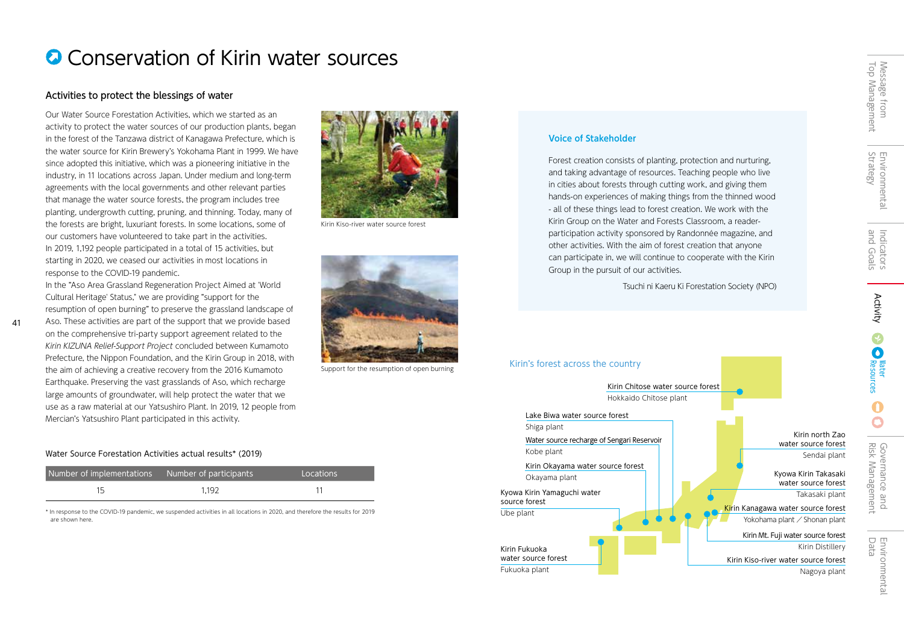# Conservation of Kirin water sources

## Activities to protect the blessings of water

Our Water Source Forestation Activities, which we started as an activity to protect the water sources of our production plants, began in the forest of the Tanzawa district of Kanagawa Prefecture, which is the water source for Kirin Brewery's Yokohama Plant in 1999. We have since adopted this initiative, which was a pioneering initiative in the industry, in 11 locations across Japan. Under medium and long-term agreements with the local governments and other relevant parties that manage the water source forests, the program includes tree planting, undergrowth cutting, pruning, and thinning. Today, many of the forests are bright, luxuriant forests. In some locations, some of our customers have volunteered to take part in the activities. In 2019, 1,192 people participated in a total of 15 activities, but starting in 2020, we ceased our activities in most locations in response to the COVID-19 pandemic.

In the "Aso Area Grassland Regeneration Project Aimed at 'World Cultural Heritage' Status," we are providing "support for the resumption of open burning" to preserve the grassland landscape of Aso. These activities are part of the support that we provide based on the comprehensive tri-party support agreement related to the *Kirin KIZUNA Relief-Support Project* concluded between Kumamoto Prefecture, the Nippon Foundation, and the Kirin Group in 2018, with the aim of achieving a creative recovery from the 2016 Kumamoto Earthquake. Preserving the vast grasslands of Aso, which recharge large amounts of groundwater, will help protect the water that we use as a raw material at our Yatsushiro Plant. In 2019, 12 people from Mercian's Yatsushiro Plant participated in this activity.

Kirin Kiso-river water source forest

Support for the resumption of open burning

### Water Source Forestation Activities actual results* (2019)

| Number of implementations | Number of participants | Locations |
|---|---|---|
| 15 | 1,192 | 11 |

* In response to the COVID-19 pandemic, we suspended activities in all locations in 2020, and therefore the results for 2019 are shown here.

### Voice of Stakeholder

Forest creation consists of planting, protection and nurturing, and taking advantage of resources. Teaching people who live in cities about forests through cutting work, and giving them hands-on experiences of making things from the thinned wood - all of these things lead to forest creation. We work with the Kirin Group on the Water and Forests Classroom, a reader-participation activity sponsored by Randonnée magazine, and other activities. With the aim of forest creation that anyone can participate in, we will continue to cooperate with the Kirin Group in the pursuit of our activities.

Tsuchi ni Kaeru Ki Forestation Society (NPO)

### Kirin's forest across the country

- Kirin Chitose water source forest — Hokkaido Chitose plant
- Lake Biwa water source forest — Shiga plant
- Water source recharge of Sengari Reservoir — Kobe plant
- Kirin Okayama water source forest — Okayama plant
- Kyowa Kirin Yamaguchi water source forest — Ube plant
- Kirin Fukuoka water source forest — Fukuoka plant
- Kirin north Zao water source forest — Sendai plant
- Kyowa Kirin Takasaki water source forest — Takasaki plant
- Kirin Kanagawa water source forest — Yokohama plant / Shonan plant
- Kirin Mt. Fuji water source forest — Kirin Distillery
- Kirin Kiso-river water source forest — Nagoya plant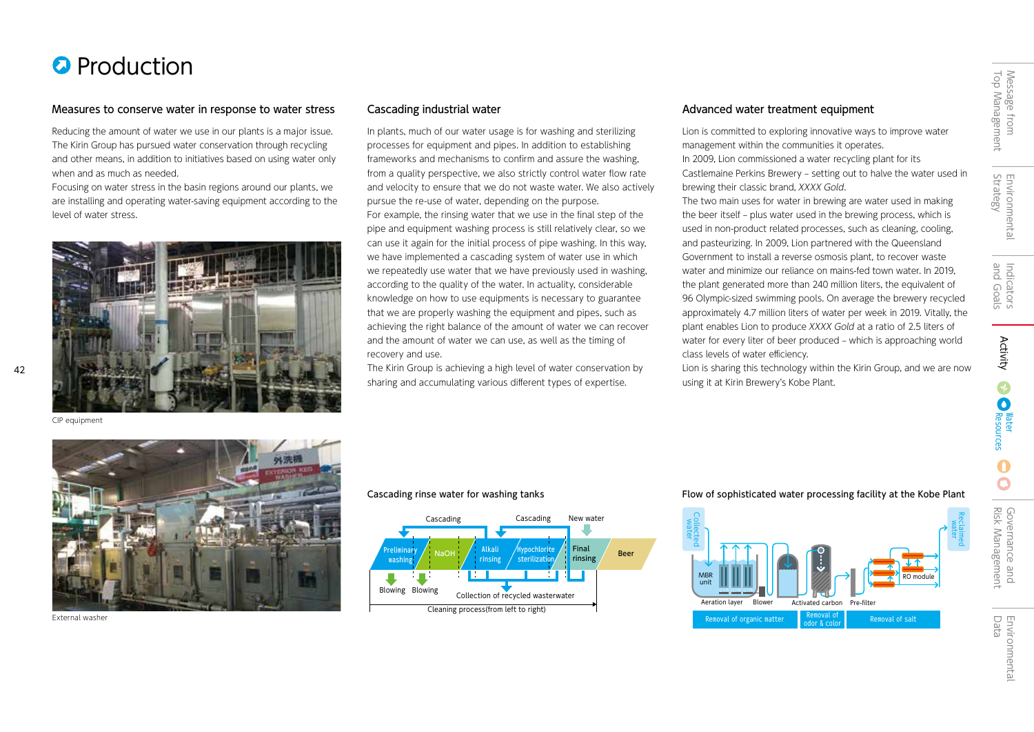# Production

## Measures to conserve water in response to water stress

Reducing the amount of water we use in our plants is a major issue. The Kirin Group has pursued water conservation through recycling and other means, in addition to initiatives based on using water only when and as much as needed.

Focusing on water stress in the basin regions around our plants, we are installing and operating water-saving equipment according to the level of water stress.

CIP equipment

External washer

## Cascading industrial water

In plants, much of our water usage is for washing and sterilizing processes for equipment and pipes. In addition to establishing frameworks and mechanisms to confirm and assure the washing, from a quality perspective, we also strictly control water flow rate and velocity to ensure that we do not waste water. We also actively pursue the re-use of water, depending on the purpose.

For example, the rinsing water that we use in the final step of the pipe and equipment washing process is still relatively clear, so we can use it again for the initial process of pipe washing. In this way, we have implemented a cascading system of water use in which we repeatedly use water that we have previously used in washing, according to the quality of the water. In actuality, considerable knowledge on how to use equipments is necessary to guarantee that we are properly washing the equipment and pipes, such as achieving the right balance of the amount of water we can recover and the amount of water we can use, as well as the timing of recovery and use.

The Kirin Group is achieving a high level of water conservation by sharing and accumulating various different types of expertise.

**Cascading rinse water for washing tanks**

Cascading / Cascading / New water

Preliminary washing → NaOH → Alkali rinsing → Hypochlorite sterilization → Final rinsing → Beer

Blowing / Blowing / Collection of recycled wastewater

Cleaning process(from left to right)

## Advanced water treatment equipment

Lion is committed to exploring innovative ways to improve water management within the communities it operates.

In 2009, Lion commissioned a water recycling plant for its Castlemaine Perkins Brewery – setting out to halve the water used in brewing their classic brand, *XXXX Gold*.

The two main uses for water in brewing are water used in making the beer itself – plus water used in the brewing process, which is used in non-product related processes, such as cleaning, cooling, and pasteurizing. In 2009, Lion partnered with the Queensland Government to install a reverse osmosis plant, to recover waste water and minimize our reliance on mains-fed town water. In 2019, the plant generated more than 240 million liters, the equivalent of 96 Olympic-sized swimming pools. On average the brewery recycled approximately 4.7 million liters of water per week in 2019. Vitally, the plant enables Lion to produce *XXXX Gold* at a ratio of 2.5 liters of water for every liter of beer produced – which is approaching world class levels of water efficiency.

Lion is sharing this technology within the Kirin Group, and we are now using it at Kirin Brewery's Kobe Plant.

**Flow of sophisticated water processing facility at the Kobe Plant**

Collected water → MBR unit (Aeration layer, Blower) → Activated carbon → Pre-filter → RO module → Reclaimed water

Removal of organic matter / Removal of odor & color / Removal of salt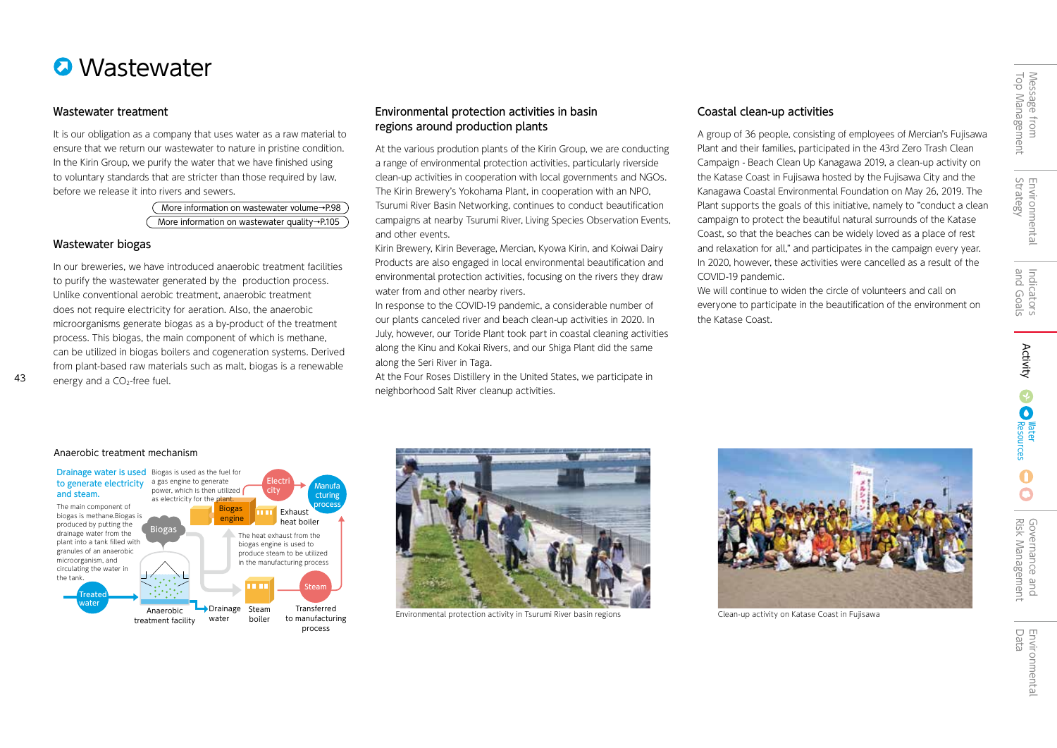# Wastewater

## Wastewater treatment

It is our obligation as a company that uses water as a raw material to ensure that we return our wastewater to nature in pristine condition. In the Kirin Group, we purify the water that we have finished using to voluntary standards that are stricter than those required by law, before we release it into rivers and sewers.

More information on wastewater volume→P.98

More information on wastewater quality→P.105

## Wastewater biogas

In our breweries, we have introduced anaerobic treatment facilities to purify the wastewater generated by the production process. Unlike conventional aerobic treatment, anaerobic treatment does not require electricity for aeration. Also, the anaerobic microorganisms generate biogas as a by-product of the treatment process. This biogas, the main component of which is methane, can be utilized in biogas boilers and cogeneration systems. Derived from plant-based raw materials such as malt, biogas is a renewable energy and a $CO_2$-free fuel.

### Anaerobic treatment mechanism

Drainage water is used to generate electricity and steam.

The main component of biogas is methane.Biogas is produced by putting the drainage water from the plant into a tank filled with granules of an anaerobic microorganism, and circulating the water in the tank.

Biogas is used as the fuel for a gas engine to generate power, which is then utilized as electricity for the plant.

The heat exhaust from the biogas engine is used to produce steam to be utilized in the manufacturing process

Treated water / Anaerobic treatment facility / Biogas / Biogas engine / Electricity / Manufacturing process / Exhaust heat boiler / Drainage water / Steam boiler / Steam / Transferred to manufacturing process

## Environmental protection activities in basin regions around production plants

At the various prodution plants of the Kirin Group, we are conducting a range of environmental protection activities, particularly riverside clean-up activities in cooperation with local governments and NGOs. The Kirin Brewery's Yokohama Plant, in cooperation with an NPO, Tsurumi River Basin Networking, continues to conduct beautification campaigns at nearby Tsurumi River, Living Species Observation Events, and other events.

Kirin Brewery, Kirin Beverage, Mercian, Kyowa Kirin, and Koiwai Dairy Products are also engaged in local environmental beautification and environmental protection activities, focusing on the rivers they draw water from and other nearby rivers.

In response to the COVID-19 pandemic, a considerable number of our plants canceled river and beach clean-up activities in 2020. In July, however, our Toride Plant took part in coastal cleaning activities along the Kinu and Kokai Rivers, and our Shiga Plant did the same along the Seri River in Taga.

At the Four Roses Distillery in the United States, we participate in neighborhood Salt River cleanup activities.

Environmental protection activity in Tsurumi River basin regions

## Coastal clean-up activities

A group of 36 people, consisting of employees of Mercian's Fujisawa Plant and their families, participated in the 43rd Zero Trash Clean Campaign - Beach Clean Up Kanagawa 2019, a clean-up activity on the Katase Coast in Fujisawa hosted by the Fujisawa City and the Kanagawa Coastal Environmental Foundation on May 26, 2019. The Plant supports the goals of this initiative, namely to "conduct a clean campaign to protect the beautiful natural surrounds of the Katase Coast, so that the beaches can be widely loved as a place of rest and relaxation for all," and participates in the campaign every year. In 2020, however, these activities were cancelled as a result of the COVID-19 pandemic.

We will continue to widen the circle of volunteers and call on everyone to participate in the beautification of the environment on the Katase Coast.

Clean-up activity on Katase Coast in Fujisawa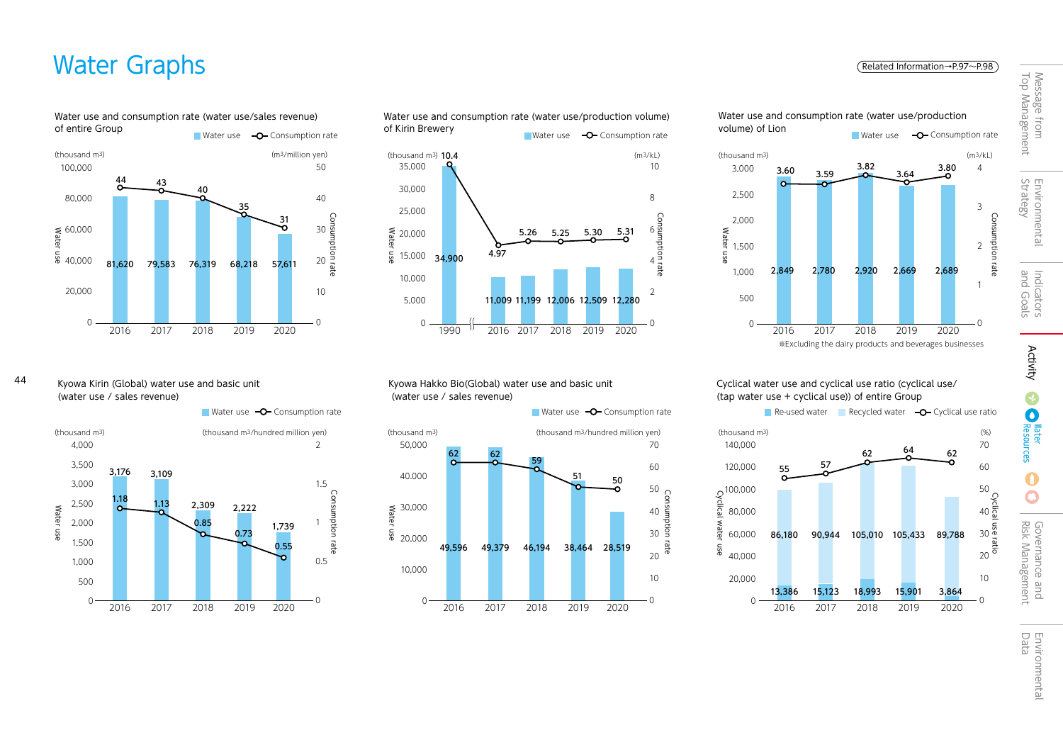# Water Graphs

Related Information→P.97～P.98

## Water use and consumption rate (water use/sales revenue) of entire Group

Water use / Consumption rate

(thousand m3) (m3/million yen)

Water use / Consumption rate

100,000 80,000 60,000 40,000 20,000 0

50 40 30 20 10 0

2016: 81,620 / 44
2017: 79,583 / 43
2018: 76,319 / 40
2019: 68,218 / 35
2020: 57,611 / 31

## Water use and consumption rate (water use/production volume) of Kirin Brewery

Water use / Consumption rate

(thousand m3) (m3/kL)

35,000 30,000 25,000 20,000 15,000 10,000 5,000 0

10 8 6 4 2 0

1990: 34,900 / 10.4
2016: 11,009 / 4.97
2017: 11,199 / 5.26
2018: 12,006 / 5.25
2019: 12,509 / 5.30
2020: 12,280 / 5.31

## Water use and consumption rate (water use/production volume) of Lion

Water use / Consumption rate

(thousand m3) (m3/kL)

3,000 2,500 2,000 1,500 1,000 500 0

4 3 2 1 0

2016: 2,849 / 3.60
2017: 2,780 / 3.59
2018: 2,920 / 3.82
2019: 2,669 / 3.64
2020: 2,689 / 3.80

※Excluding the dairy products and beverages businesses

## Kyowa Kirin (Global) water use and basic unit (water use / sales revenue)

Water use / Consumption rate

(thousand m3) (thousand m3/hundred million yen)

4,000 3,500 3,000 2,500 2,000 1,500 1,000 500 0

2 1.5 1 0.5 0

2016: 3,176 / 1.18
2017: 3,109 / 1.13
2018: 2,309 / 0.85
2019: 2,222 / 0.73
2020: 1,739 / 0.55

## Kyowa Hakko Bio(Global) water use and basic unit (water use / sales revenue)

Water use / Consumption rate

(thousand m3) (thousand m3/hundred million yen)

50,000 40,000 30,000 20,000 10,000 0

70 60 50 40 30 20 10 0

2016: 49,596 / 62
2017: 49,379 / 62
2018: 46,194 / 59
2019: 38,464 / 51
2020: 28,519 / 50

## Cyclical water use and cyclical use ratio (cyclical use/(tap water use + cyclical use)) of entire Group

Re-used water / Recycled water / Cyclical use ratio

(thousand m3) (%)

Cyclical water use / Cyclical use ratio

140,000 120,000 100,000 80,000 60,000 40,000 20,000 0

70 60 50 40 30 20 10 0

2016: 86,180 / 13,386 / 55
2017: 90,944 / 15,123 / 57
2018: 105,010 / 18,993 / 62
2019: 105,433 / 15,901 / 64
2020: 89,788 / 3,864 / 62